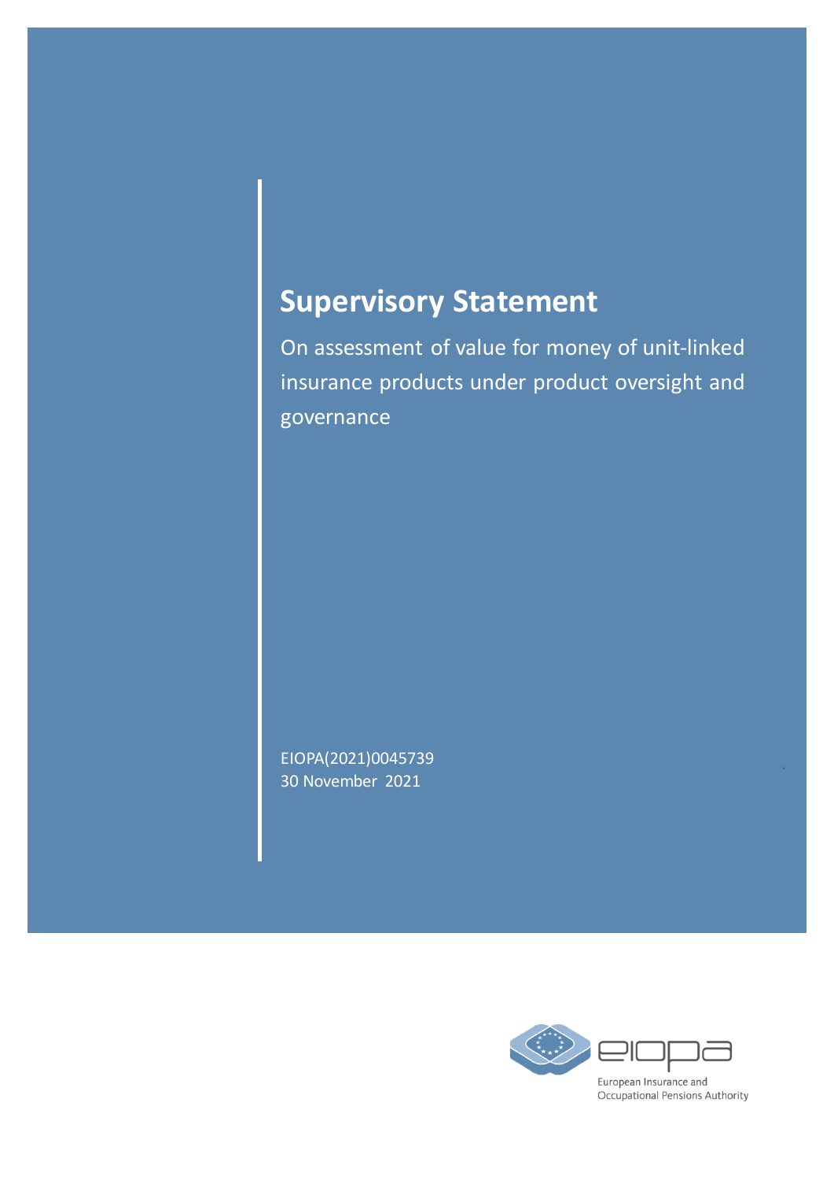# Supervisory Statement

On assessment of value for money of unit-linked insurance products under product oversight and governance

EIOPA(2021)0045739
30 November 2021

European Insurance and Occupational Pensions Authority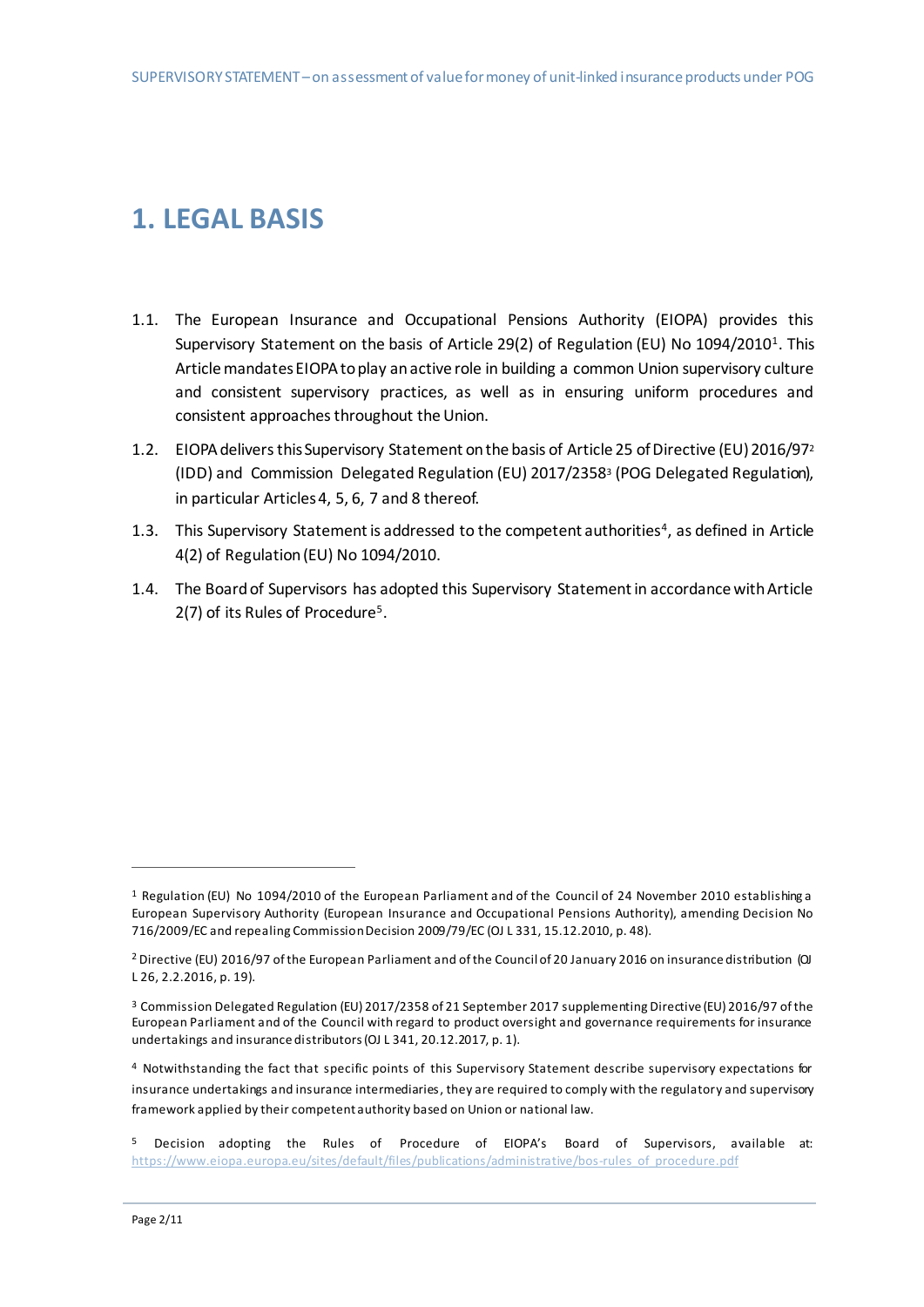# 1. LEGAL BASIS

1.1. The European Insurance and Occupational Pensions Authority (EIOPA) provides this Supervisory Statement on the basis of Article 29(2) of Regulation (EU) No 1094/2010[1]. This Article mandates EIOPA to play an active role in building a common Union supervisory culture and consistent supervisory practices, as well as in ensuring uniform procedures and consistent approaches throughout the Union.

1.2. EIOPA delivers this Supervisory Statement on the basis of Article 25 of Directive (EU) 2016/97[2] (IDD) and Commission Delegated Regulation (EU) 2017/2358[3] (POG Delegated Regulation), in particular Articles 4, 5, 6, 7 and 8 thereof.

1.3. This Supervisory Statement is addressed to the competent authorities[4], as defined in Article 4(2) of Regulation (EU) No 1094/2010.

1.4. The Board of Supervisors has adopted this Supervisory Statement in accordance with Article 2(7) of its Rules of Procedure[5].

---

[1] Regulation (EU) No 1094/2010 of the European Parliament and of the Council of 24 November 2010 establishing a European Supervisory Authority (European Insurance and Occupational Pensions Authority), amending Decision No 716/2009/EC and repealing Commission Decision 2009/79/EC (OJ L 331, 15.12.2010, p. 48).

[2] Directive (EU) 2016/97 of the European Parliament and of the Council of 20 January 2016 on insurance distribution (OJ L 26, 2.2.2016, p. 19).

[3] Commission Delegated Regulation (EU) 2017/2358 of 21 September 2017 supplementing Directive (EU) 2016/97 of the European Parliament and of the Council with regard to product oversight and governance requirements for insurance undertakings and insurance distributors (OJ L 341, 20.12.2017, p. 1).

[4] Notwithstanding the fact that specific points of this Supervisory Statement describe supervisory expectations for insurance undertakings and insurance intermediaries, they are required to comply with the regulatory and supervisory framework applied by their competent authority based on Union or national law.

[5] Decision adopting the Rules of Procedure of EIOPA's Board of Supervisors, available at: https://www.eiopa.europa.eu/sites/default/files/publications/administrative/bos-rules_of_procedure.pdf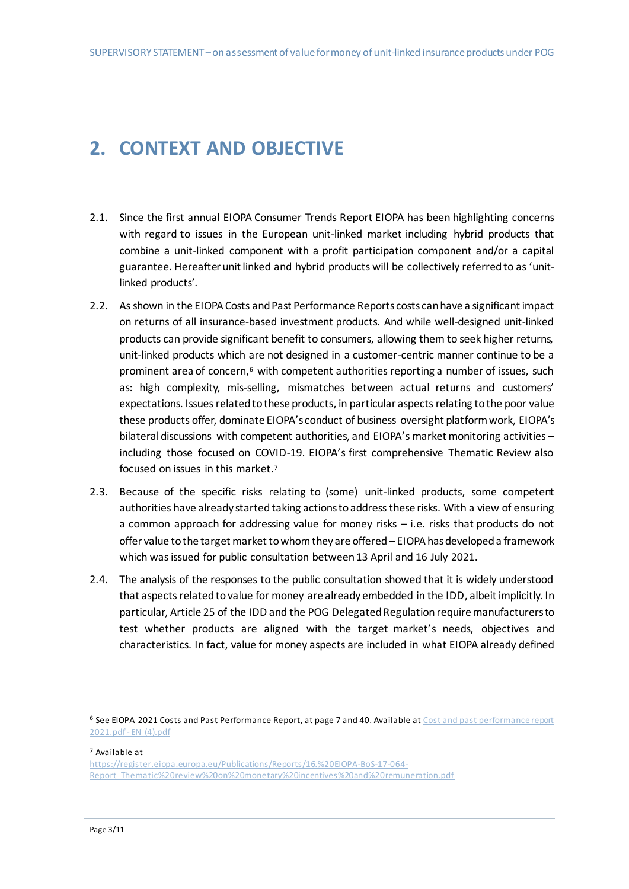# 2. CONTEXT AND OBJECTIVE

2.1. Since the first annual EIOPA Consumer Trends Report EIOPA has been highlighting concerns with regard to issues in the European unit-linked market including hybrid products that combine a unit-linked component with a profit participation component and/or a capital guarantee. Hereafter unit linked and hybrid products will be collectively referred to as 'unit-linked products'.

2.2. As shown in the EIOPA Costs and Past Performance Reports costs can have a significant impact on returns of all insurance-based investment products. And while well-designed unit-linked products can provide significant benefit to consumers, allowing them to seek higher returns, unit-linked products which are not designed in a customer-centric manner continue to be a prominent area of concern,[6] with competent authorities reporting a number of issues, such as: high complexity, mis-selling, mismatches between actual returns and customers' expectations. Issues related to these products, in particular aspects relating to the poor value these products offer, dominate EIOPA's conduct of business oversight platform work, EIOPA's bilateral discussions with competent authorities, and EIOPA's market monitoring activities – including those focused on COVID-19. EIOPA's first comprehensive Thematic Review also focused on issues in this market.[7]

2.3. Because of the specific risks relating to (some) unit-linked products, some competent authorities have already started taking actions to address these risks. With a view of ensuring a common approach for addressing value for money risks – i.e. risks that products do not offer value to the target market to whom they are offered – EIOPA has developed a framework which was issued for public consultation between 13 April and 16 July 2021.

2.4. The analysis of the responses to the public consultation showed that it is widely understood that aspects related to value for money are already embedded in the IDD, albeit implicitly. In particular, Article 25 of the IDD and the POG Delegated Regulation require manufacturers to test whether products are aligned with the target market's needs, objectives and characteristics. In fact, value for money aspects are included in what EIOPA already defined

---

[6] See EIOPA 2021 Costs and Past Performance Report, at page 7 and 40. Available at Cost and past performance report 2021.pdf - EN (4).pdf

[7] Available at https://register.eiopa.europa.eu/Publications/Reports/16.%20EIOPA-BoS-17-064-Report_Thematic%20review%20on%20monetary%20incentives%20and%20remuneration.pdf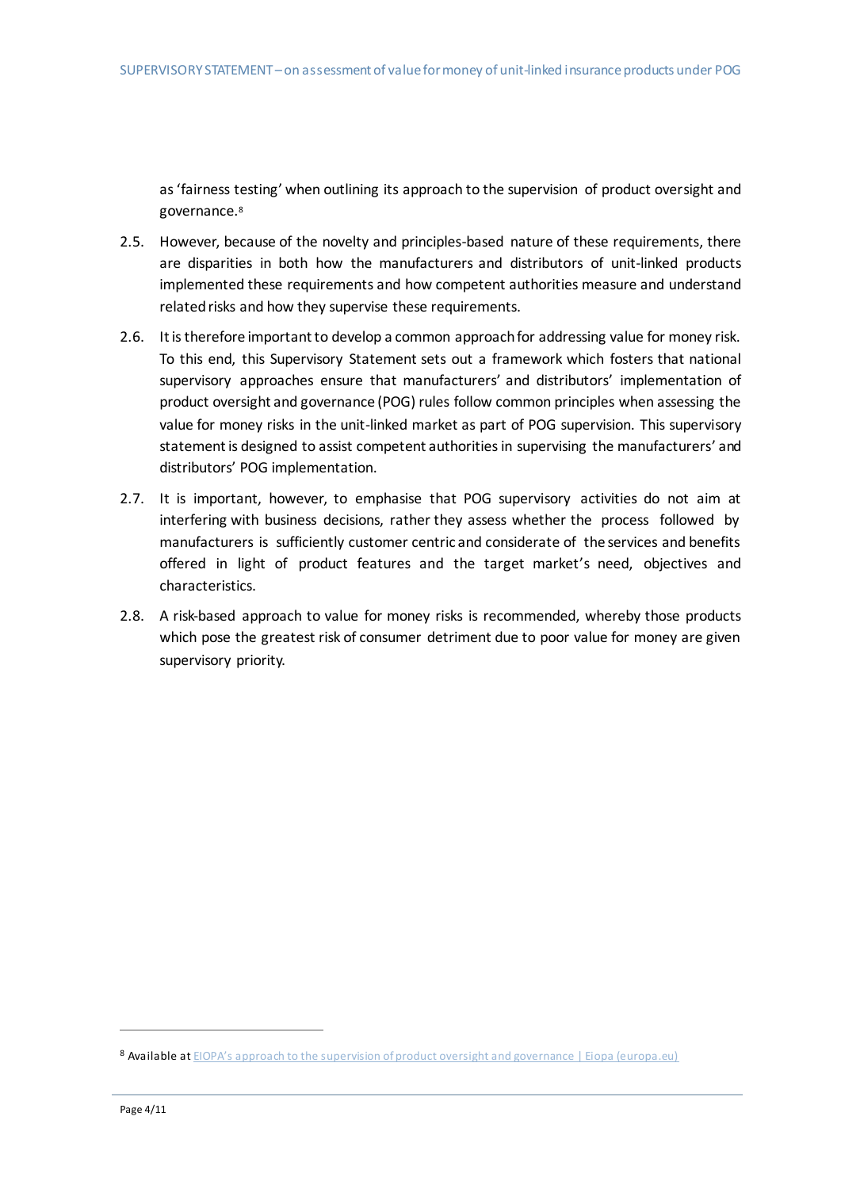as 'fairness testing' when outlining its approach to the supervision of product oversight and governance.[8]

2.5. However, because of the novelty and principles-based nature of these requirements, there are disparities in both how the manufacturers and distributors of unit-linked products implemented these requirements and how competent authorities measure and understand related risks and how they supervise these requirements.

2.6. It is therefore important to develop a common approach for addressing value for money risk. To this end, this Supervisory Statement sets out a framework which fosters that national supervisory approaches ensure that manufacturers' and distributors' implementation of product oversight and governance (POG) rules follow common principles when assessing the value for money risks in the unit-linked market as part of POG supervision. This supervisory statement is designed to assist competent authorities in supervising the manufacturers' and distributors' POG implementation.

2.7. It is important, however, to emphasise that POG supervisory activities do not aim at interfering with business decisions, rather they assess whether the process followed by manufacturers is sufficiently customer centric and considerate of the services and benefits offered in light of product features and the target market's need, objectives and characteristics.

2.8. A risk-based approach to value for money risks is recommended, whereby those products which pose the greatest risk of consumer detriment due to poor value for money are given supervisory priority.

---

[8] Available at EIOPA's approach to the supervision of product oversight and governance | Eiopa (europa.eu)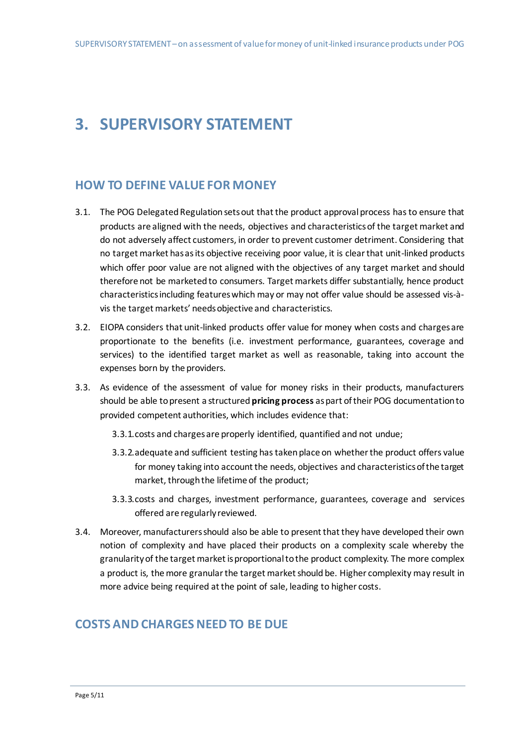# 3. SUPERVISORY STATEMENT

## HOW TO DEFINE VALUE FOR MONEY

3.1. The POG Delegated Regulation sets out that the product approval process has to ensure that products are aligned with the needs, objectives and characteristics of the target market and do not adversely affect customers, in order to prevent customer detriment. Considering that no target market has as its objective receiving poor value, it is clear that unit-linked products which offer poor value are not aligned with the objectives of any target market and should therefore not be marketed to consumers. Target markets differ substantially, hence product characteristics including features which may or may not offer value should be assessed vis-à-vis the target markets' needs objective and characteristics.

3.2. EIOPA considers that unit-linked products offer value for money when costs and charges are proportionate to the benefits (i.e. investment performance, guarantees, coverage and services) to the identified target market as well as reasonable, taking into account the expenses born by the providers.

3.3. As evidence of the assessment of value for money risks in their products, manufacturers should be able to present a structured **pricing process** as part of their POG documentation to provided competent authorities, which includes evidence that:

3.3.1. costs and charges are properly identified, quantified and not undue;

3.3.2. adequate and sufficient testing has taken place on whether the product offers value for money taking into account the needs, objectives and characteristics of the target market, through the lifetime of the product;

3.3.3. costs and charges, investment performance, guarantees, coverage and services offered are regularly reviewed.

3.4. Moreover, manufacturers should also be able to present that they have developed their own notion of complexity and have placed their products on a complexity scale whereby the granularity of the target market is proportional to the product complexity. The more complex a product is, the more granular the target market should be. Higher complexity may result in more advice being required at the point of sale, leading to higher costs.

## COSTS AND CHARGES NEED TO BE DUE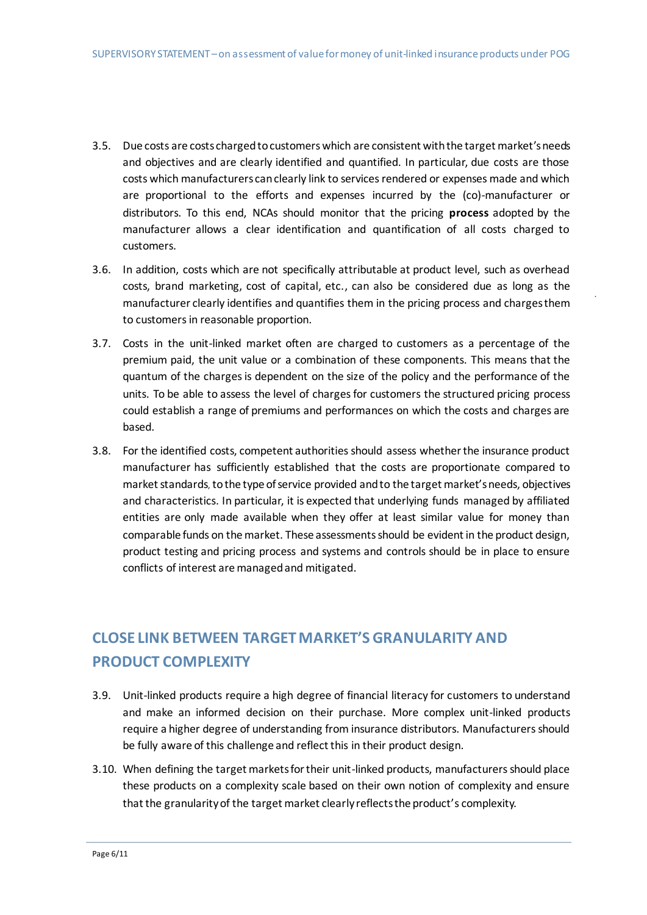3.5. Due costs are costs charged to customers which are consistent with the target market's needs and objectives and are clearly identified and quantified. In particular, due costs are those costs which manufacturers can clearly link to services rendered or expenses made and which are proportional to the efforts and expenses incurred by the (co)-manufacturer or distributors. To this end, NCAs should monitor that the pricing **process** adopted by the manufacturer allows a clear identification and quantification of all costs charged to customers.

3.6. In addition, costs which are not specifically attributable at product level, such as overhead costs, brand marketing, cost of capital, etc., can also be considered due as long as the manufacturer clearly identifies and quantifies them in the pricing process and charges them to customers in reasonable proportion.

3.7. Costs in the unit-linked market often are charged to customers as a percentage of the premium paid, the unit value or a combination of these components. This means that the quantum of the charges is dependent on the size of the policy and the performance of the units. To be able to assess the level of charges for customers the structured pricing process could establish a range of premiums and performances on which the costs and charges are based.

3.8. For the identified costs, competent authorities should assess whether the insurance product manufacturer has sufficiently established that the costs are proportionate compared to market standards, to the type of service provided and to the target market's needs, objectives and characteristics. In particular, it is expected that underlying funds managed by affiliated entities are only made available when they offer at least similar value for money than comparable funds on the market. These assessments should be evident in the product design, product testing and pricing process and systems and controls should be in place to ensure conflicts of interest are managed and mitigated.

## CLOSE LINK BETWEEN TARGET MARKET'S GRANULARITY AND PRODUCT COMPLEXITY

3.9. Unit-linked products require a high degree of financial literacy for customers to understand and make an informed decision on their purchase. More complex unit-linked products require a higher degree of understanding from insurance distributors. Manufacturers should be fully aware of this challenge and reflect this in their product design.

3.10. When defining the target markets for their unit-linked products, manufacturers should place these products on a complexity scale based on their own notion of complexity and ensure that the granularity of the target market clearly reflects the product's complexity.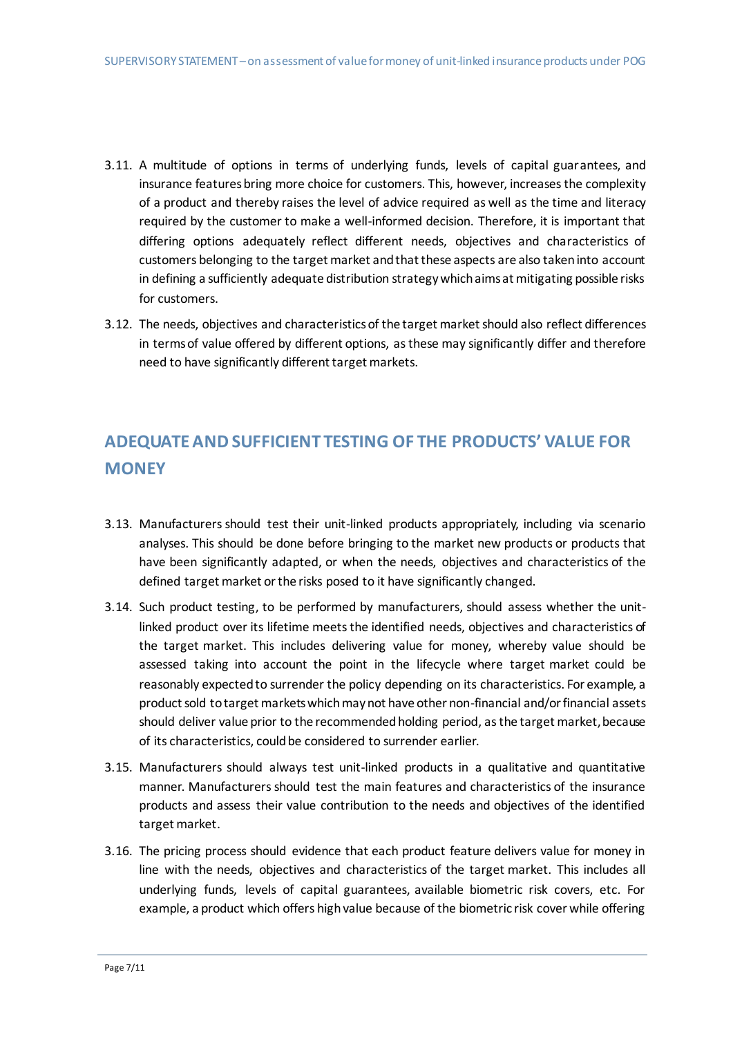3.11. A multitude of options in terms of underlying funds, levels of capital guarantees, and insurance features bring more choice for customers. This, however, increases the complexity of a product and thereby raises the level of advice required as well as the time and literacy required by the customer to make a well-informed decision. Therefore, it is important that differing options adequately reflect different needs, objectives and characteristics of customers belonging to the target market and that these aspects are also taken into account in defining a sufficiently adequate distribution strategy which aims at mitigating possible risks for customers.

3.12. The needs, objectives and characteristics of the target market should also reflect differences in terms of value offered by different options, as these may significantly differ and therefore need to have significantly different target markets.

## ADEQUATE AND SUFFICIENT TESTING OF THE PRODUCTS' VALUE FOR MONEY

3.13. Manufacturers should test their unit-linked products appropriately, including via scenario analyses. This should be done before bringing to the market new products or products that have been significantly adapted, or when the needs, objectives and characteristics of the defined target market or the risks posed to it have significantly changed.

3.14. Such product testing, to be performed by manufacturers, should assess whether the unit-linked product over its lifetime meets the identified needs, objectives and characteristics of the target market. This includes delivering value for money, whereby value should be assessed taking into account the point in the lifecycle where target market could be reasonably expected to surrender the policy depending on its characteristics. For example, a product sold to target markets which may not have other non-financial and/or financial assets should deliver value prior to the recommended holding period, as the target market, because of its characteristics, could be considered to surrender earlier.

3.15. Manufacturers should always test unit-linked products in a qualitative and quantitative manner. Manufacturers should test the main features and characteristics of the insurance products and assess their value contribution to the needs and objectives of the identified target market.

3.16. The pricing process should evidence that each product feature delivers value for money in line with the needs, objectives and characteristics of the target market. This includes all underlying funds, levels of capital guarantees, available biometric risk covers, etc. For example, a product which offers high value because of the biometric risk cover while offering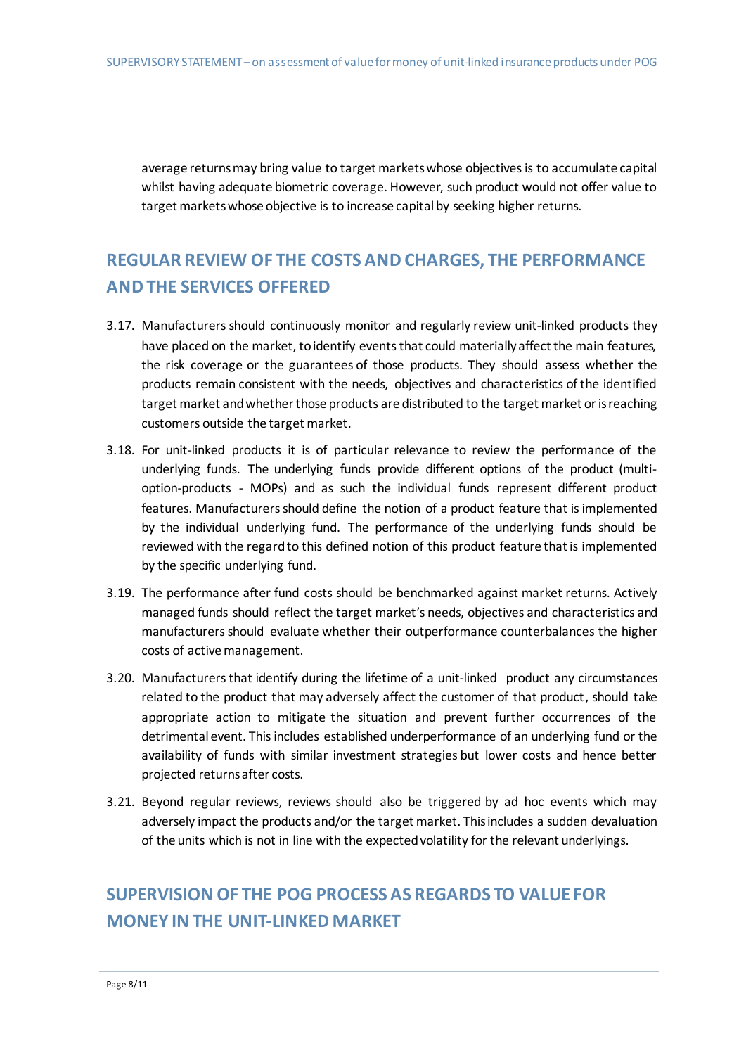average returns may bring value to target markets whose objectives is to accumulate capital whilst having adequate biometric coverage. However, such product would not offer value to target markets whose objective is to increase capital by seeking higher returns.

## REGULAR REVIEW OF THE COSTS AND CHARGES, THE PERFORMANCE AND THE SERVICES OFFERED

3.17. Manufacturers should continuously monitor and regularly review unit-linked products they have placed on the market, to identify events that could materially affect the main features, the risk coverage or the guarantees of those products. They should assess whether the products remain consistent with the needs, objectives and characteristics of the identified target market and whether those products are distributed to the target market or is reaching customers outside the target market.

3.18. For unit-linked products it is of particular relevance to review the performance of the underlying funds. The underlying funds provide different options of the product (multi-option-products - MOPs) and as such the individual funds represent different product features. Manufacturers should define the notion of a product feature that is implemented by the individual underlying fund. The performance of the underlying funds should be reviewed with the regard to this defined notion of this product feature that is implemented by the specific underlying fund.

3.19. The performance after fund costs should be benchmarked against market returns. Actively managed funds should reflect the target market's needs, objectives and characteristics and manufacturers should evaluate whether their outperformance counterbalances the higher costs of active management.

3.20. Manufacturers that identify during the lifetime of a unit-linked product any circumstances related to the product that may adversely affect the customer of that product, should take appropriate action to mitigate the situation and prevent further occurrences of the detrimental event. This includes established underperformance of an underlying fund or the availability of funds with similar investment strategies but lower costs and hence better projected returns after costs.

3.21. Beyond regular reviews, reviews should also be triggered by ad hoc events which may adversely impact the products and/or the target market. This includes a sudden devaluation of the units which is not in line with the expected volatility for the relevant underlyings.

## SUPERVISION OF THE POG PROCESS AS REGARDS TO VALUE FOR MONEY IN THE UNIT-LINKED MARKET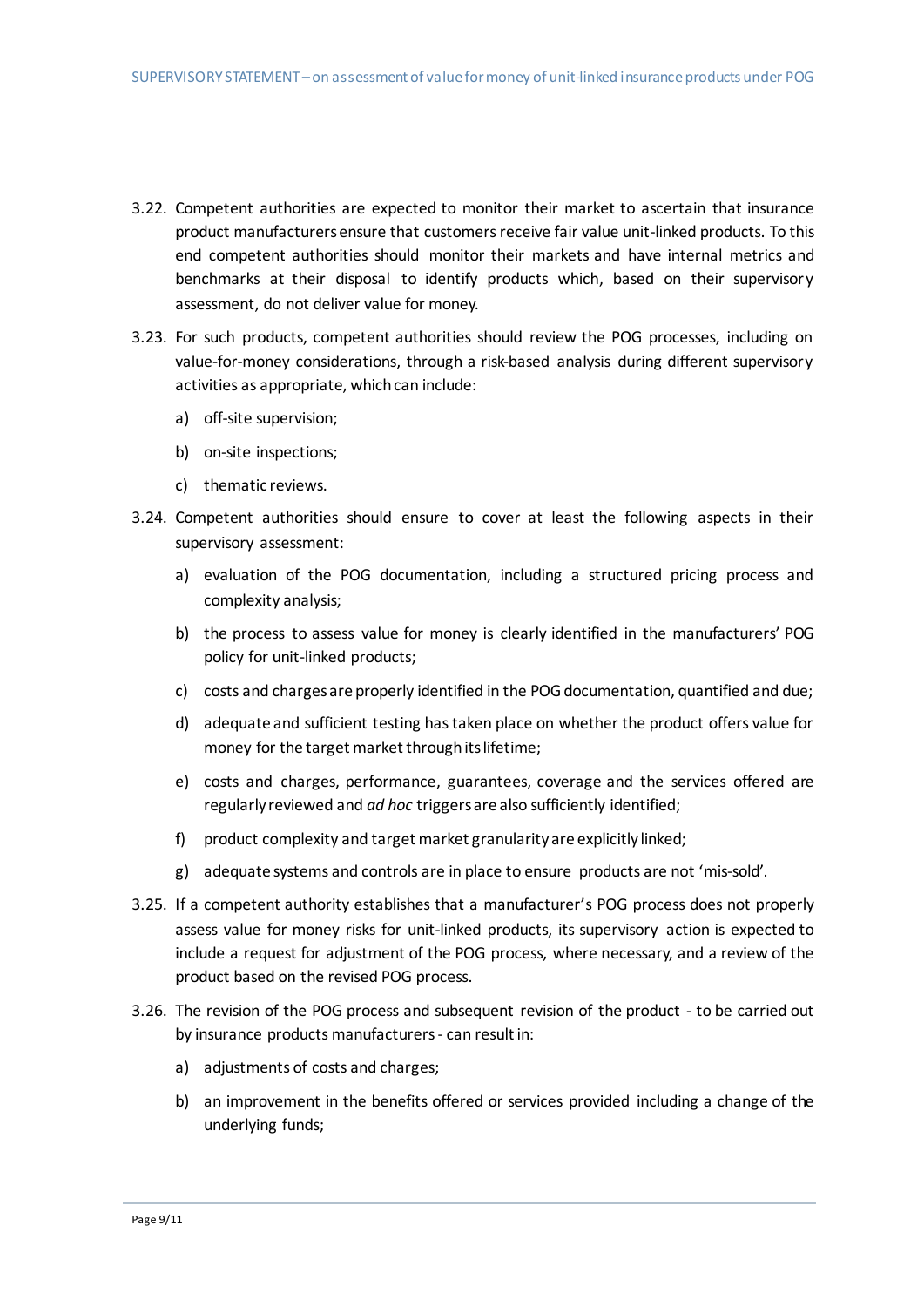3.22. Competent authorities are expected to monitor their market to ascertain that insurance product manufacturers ensure that customers receive fair value unit-linked products. To this end competent authorities should monitor their markets and have internal metrics and benchmarks at their disposal to identify products which, based on their supervisory assessment, do not deliver value for money.

3.23. For such products, competent authorities should review the POG processes, including on value-for-money considerations, through a risk-based analysis during different supervisory activities as appropriate, which can include:

a) off-site supervision;

b) on-site inspections;

c) thematic reviews.

3.24. Competent authorities should ensure to cover at least the following aspects in their supervisory assessment:

a) evaluation of the POG documentation, including a structured pricing process and complexity analysis;

b) the process to assess value for money is clearly identified in the manufacturers' POG policy for unit-linked products;

c) costs and charges are properly identified in the POG documentation, quantified and due;

d) adequate and sufficient testing has taken place on whether the product offers value for money for the target market through its lifetime;

e) costs and charges, performance, guarantees, coverage and the services offered are regularly reviewed and *ad hoc* triggers are also sufficiently identified;

f) product complexity and target market granularity are explicitly linked;

g) adequate systems and controls are in place to ensure products are not 'mis-sold'.

3.25. If a competent authority establishes that a manufacturer's POG process does not properly assess value for money risks for unit-linked products, its supervisory action is expected to include a request for adjustment of the POG process, where necessary, and a review of the product based on the revised POG process.

3.26. The revision of the POG process and subsequent revision of the product - to be carried out by insurance products manufacturers - can result in:

a) adjustments of costs and charges;

b) an improvement in the benefits offered or services provided including a change of the underlying funds;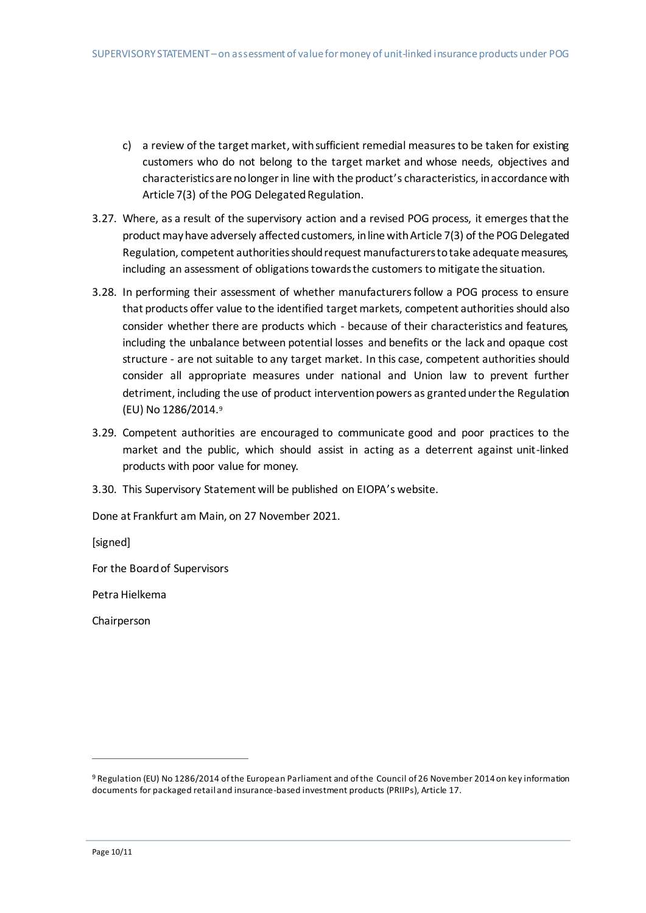c) a review of the target market, with sufficient remedial measures to be taken for existing customers who do not belong to the target market and whose needs, objectives and characteristics are no longer in line with the product's characteristics, in accordance with Article 7(3) of the POG Delegated Regulation.

3.27. Where, as a result of the supervisory action and a revised POG process, it emerges that the product may have adversely affected customers, in line with Article 7(3) of the POG Delegated Regulation, competent authorities should request manufacturers to take adequate measures, including an assessment of obligations towards the customers to mitigate the situation.

3.28. In performing their assessment of whether manufacturers follow a POG process to ensure that products offer value to the identified target markets, competent authorities should also consider whether there are products which - because of their characteristics and features, including the unbalance between potential losses and benefits or the lack and opaque cost structure - are not suitable to any target market. In this case, competent authorities should consider all appropriate measures under national and Union law to prevent further detriment, including the use of product intervention powers as granted under the Regulation (EU) No 1286/2014.[9]

3.29. Competent authorities are encouraged to communicate good and poor practices to the market and the public, which should assist in acting as a deterrent against unit-linked products with poor value for money.

3.30. This Supervisory Statement will be published on EIOPA's website.

Done at Frankfurt am Main, on 27 November 2021.

[signed]

For the Board of Supervisors

Petra Hielkema

Chairperson

---

[9] Regulation (EU) No 1286/2014 of the European Parliament and of the Council of 26 November 2014 on key information documents for packaged retail and insurance-based investment products (PRIIPs), Article 17.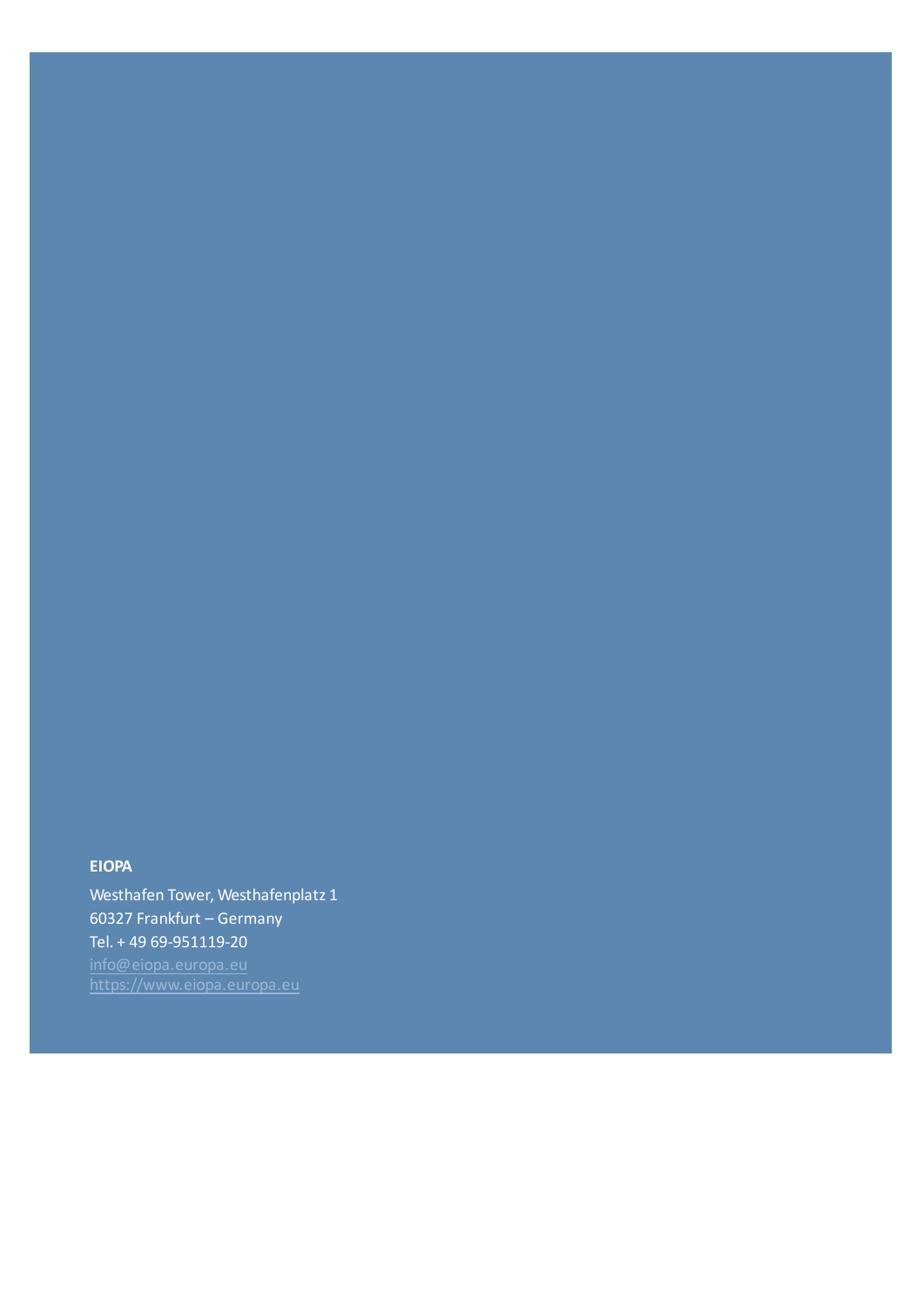**EIOPA**

Westhafen Tower, Westhafenplatz 1
60327 Frankfurt – Germany
Tel. + 49 69-951119-20
info@eiopa.europa.eu
https://www.eiopa.europa.eu